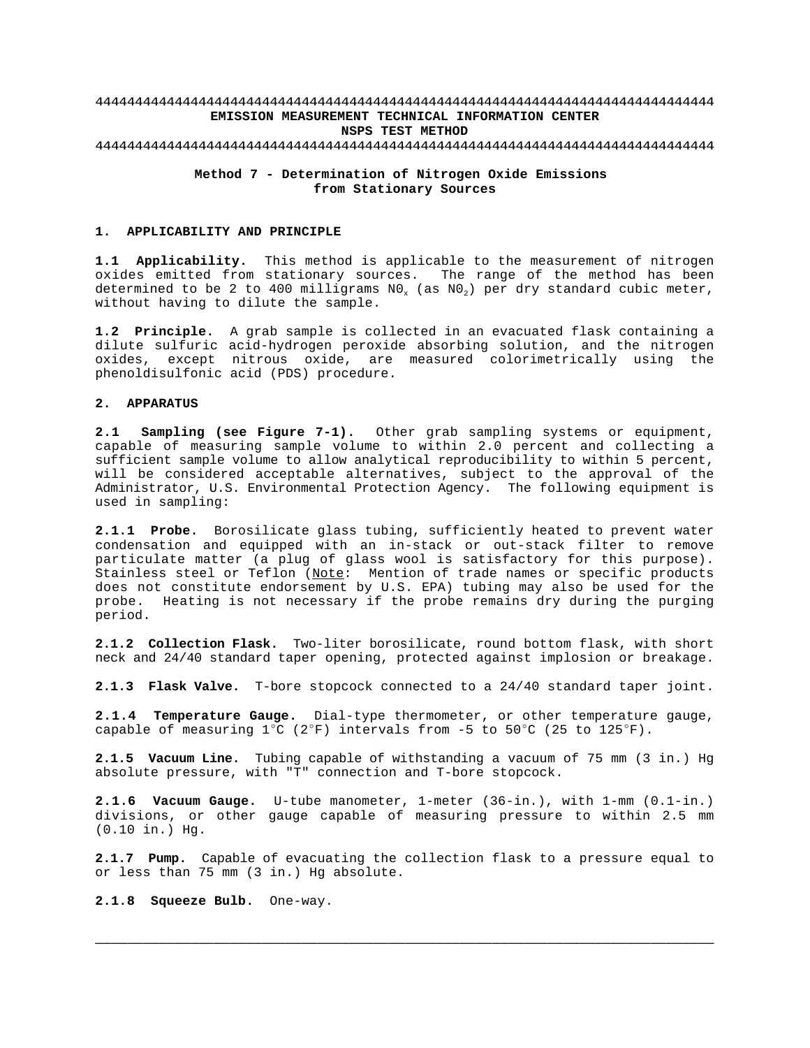# EMISSION MEASUREMENT TECHNICAL INFORMATION CENTER
## NSPS TEST METHOD

### Method 7 - Determination of Nitrogen Oxide Emissions from Stationary Sources

**1. APPLICABILITY AND PRINCIPLE**

**1.1 Applicability.** This method is applicable to the measurement of nitrogen oxides emitted from stationary sources. The range of the method has been determined to be 2 to 400 milligrams $N0_x$ (as $N0_2$) per dry standard cubic meter, without having to dilute the sample.

**1.2 Principle.** A grab sample is collected in an evacuated flask containing a dilute sulfuric acid-hydrogen peroxide absorbing solution, and the nitrogen oxides, except nitrous oxide, are measured colorimetrically using the phenoldisulfonic acid (PDS) procedure.

**2. APPARATUS**

**2.1 Sampling (see Figure 7-1).** Other grab sampling systems or equipment, capable of measuring sample volume to within 2.0 percent and collecting a sufficient sample volume to allow analytical reproducibility to within 5 percent, will be considered acceptable alternatives, subject to the approval of the Administrator, U.S. Environmental Protection Agency. The following equipment is used in sampling:

**2.1.1 Probe.** Borosilicate glass tubing, sufficiently heated to prevent water condensation and equipped with an in-stack or out-stack filter to remove particulate matter (a plug of glass wool is satisfactory for this purpose). Stainless steel or Teflon (Note: Mention of trade names or specific products does not constitute endorsement by U.S. EPA) tubing may also be used for the probe. Heating is not necessary if the probe remains dry during the purging period.

**2.1.2 Collection Flask.** Two-liter borosilicate, round bottom flask, with short neck and 24/40 standard taper opening, protected against implosion or breakage.

**2.1.3 Flask Valve.** T-bore stopcock connected to a 24/40 standard taper joint.

**2.1.4 Temperature Gauge.** Dial-type thermometer, or other temperature gauge, capable of measuring 1°C (2°F) intervals from -5 to 50°C (25 to 125°F).

**2.1.5 Vacuum Line.** Tubing capable of withstanding a vacuum of 75 mm (3 in.) Hg absolute pressure, with "T" connection and T-bore stopcock.

**2.1.6 Vacuum Gauge.** U-tube manometer, 1-meter (36-in.), with 1-mm (0.1-in.) divisions, or other gauge capable of measuring pressure to within 2.5 mm (0.10 in.) Hg.

**2.1.7 Pump.** Capable of evacuating the collection flask to a pressure equal to or less than 75 mm (3 in.) Hg absolute.

**2.1.8 Squeeze Bulb.** One-way.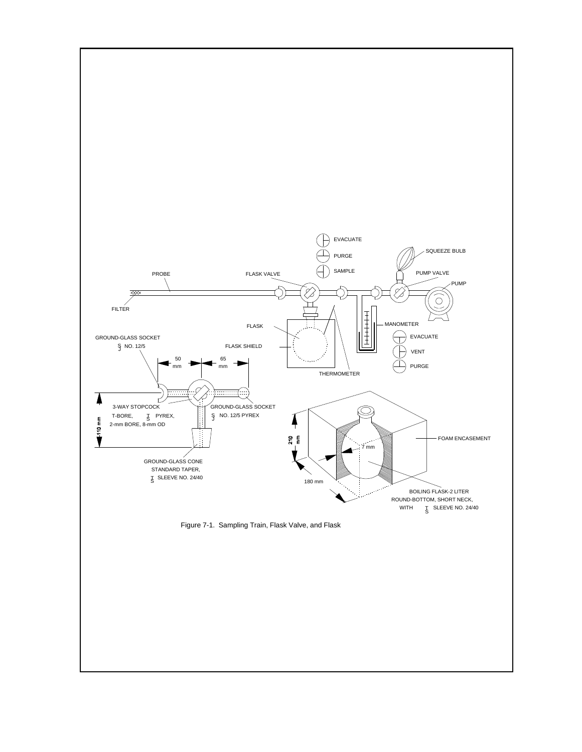Figure 7-1. Sampling Train, Flask Valve, and Flask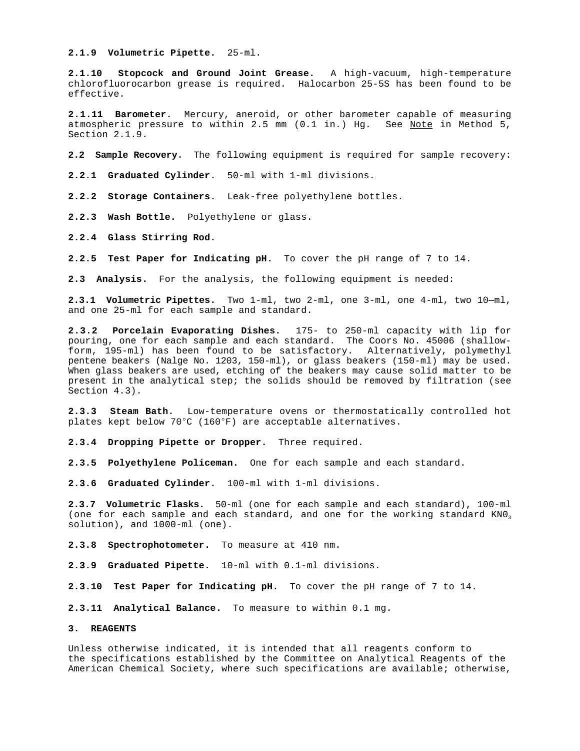**2.1.9 Volumetric Pipette.** 25-ml.

**2.1.10 Stopcock and Ground Joint Grease.** A high-vacuum, high-temperature chlorofluorocarbon grease is required. Halocarbon 25-5S has been found to be effective.

**2.1.11 Barometer.** Mercury, aneroid, or other barometer capable of measuring atmospheric pressure to within 2.5 mm (0.1 in.) Hg. See Note in Method 5, Section 2.1.9.

**2.2 Sample Recovery.** The following equipment is required for sample recovery:

**2.2.1 Graduated Cylinder.** 50-ml with 1-ml divisions.

**2.2.2 Storage Containers.** Leak-free polyethylene bottles.

**2.2.3 Wash Bottle.** Polyethylene or glass.

**2.2.4 Glass Stirring Rod.**

**2.2.5 Test Paper for Indicating pH.** To cover the pH range of 7 to 14.

**2.3 Analysis.** For the analysis, the following equipment is needed:

**2.3.1 Volumetric Pipettes.** Two 1-ml, two 2-ml, one 3-ml, one 4-ml, two 10—ml, and one 25-ml for each sample and standard.

**2.3.2 Porcelain Evaporating Dishes.** 175- to 250-ml capacity with lip for pouring, one for each sample and each standard. The Coors No. 45006 (shallow-form, 195-ml) has been found to be satisfactory. Alternatively, polymethyl pentene beakers (Nalge No. 1203, 150-ml), or glass beakers (150-ml) may be used. When glass beakers are used, etching of the beakers may cause solid matter to be present in the analytical step; the solids should be removed by filtration (see Section 4.3).

**2.3.3 Steam Bath.** Low-temperature ovens or thermostatically controlled hot plates kept below 70°C (160°F) are acceptable alternatives.

**2.3.4 Dropping Pipette or Dropper.** Three required.

**2.3.5 Polyethylene Policeman.** One for each sample and each standard.

**2.3.6 Graduated Cylinder.** 100-ml with 1-ml divisions.

**2.3.7 Volumetric Flasks.** 50-ml (one for each sample and each standard), 100-ml (one for each sample and each standard, and one for the working standard $KNO_3$ solution), and 1000-ml (one).

**2.3.8 Spectrophotometer.** To measure at 410 nm.

**2.3.9 Graduated Pipette.** 10-ml with 0.1-ml divisions.

**2.3.10 Test Paper for Indicating pH.** To cover the pH range of 7 to 14.

**2.3.11 Analytical Balance.** To measure to within 0.1 mg.

## 3. REAGENTS

Unless otherwise indicated, it is intended that all reagents conform to the specifications established by the Committee on Analytical Reagents of the American Chemical Society, where such specifications are available; otherwise,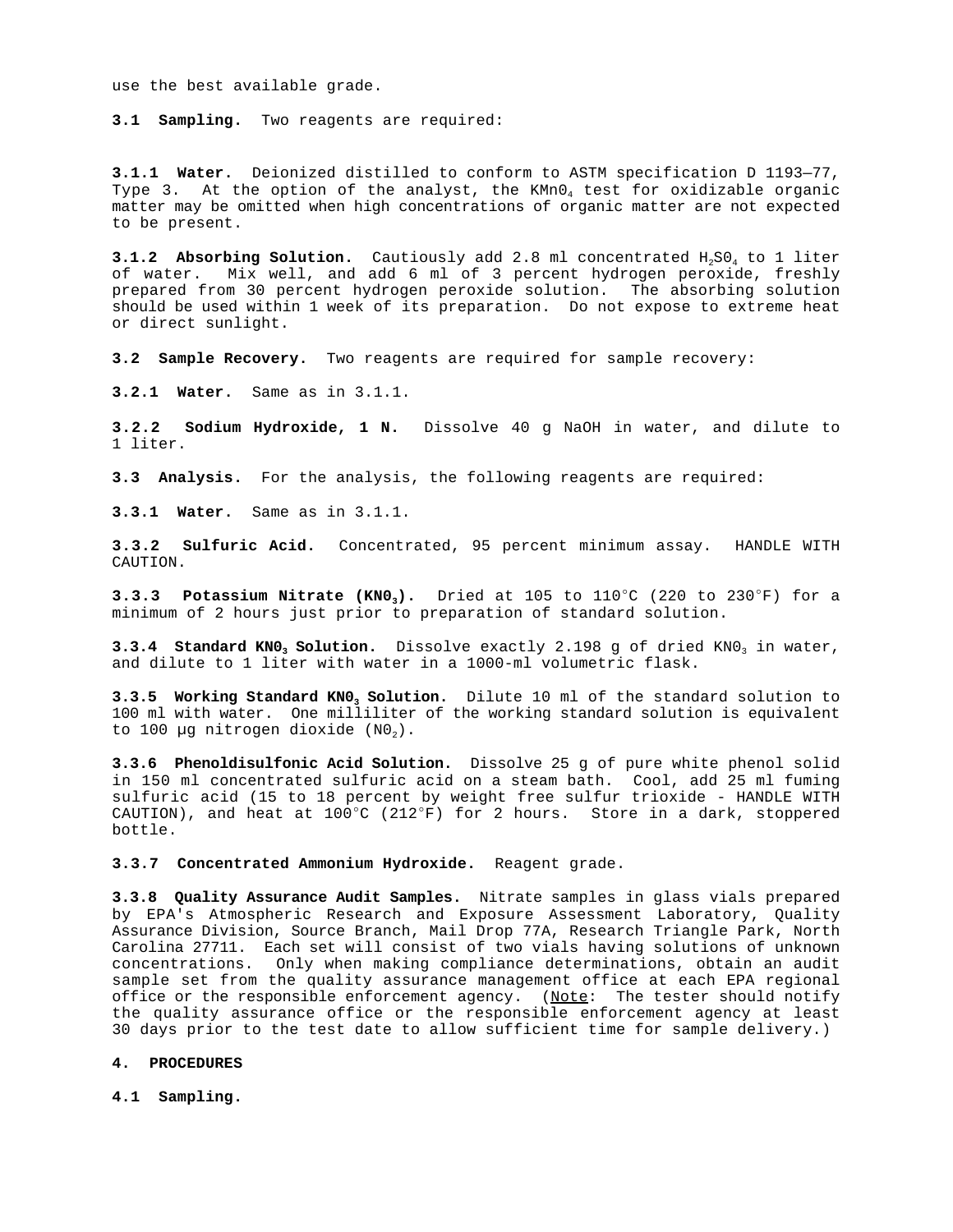use the best available grade.

**3.1 Sampling.** Two reagents are required:

**3.1.1 Water.** Deionized distilled to conform to ASTM specification D 1193—77, Type 3. At the option of the analyst, the $KMnO_4$ test for oxidizable organic matter may be omitted when high concentrations of organic matter are not expected to be present.

**3.1.2 Absorbing Solution.** Cautiously add 2.8 ml concentrated $H_2SO_4$ to 1 liter of water. Mix well, and add 6 ml of 3 percent hydrogen peroxide, freshly prepared from 30 percent hydrogen peroxide solution. The absorbing solution should be used within 1 week of its preparation. Do not expose to extreme heat or direct sunlight.

**3.2 Sample Recovery.** Two reagents are required for sample recovery:

**3.2.1 Water.** Same as in 3.1.1.

**3.2.2 Sodium Hydroxide, 1 N.** Dissolve 40 g NaOH in water, and dilute to 1 liter.

**3.3 Analysis.** For the analysis, the following reagents are required:

**3.3.1 Water.** Same as in 3.1.1.

**3.3.2 Sulfuric Acid.** Concentrated, 95 percent minimum assay. HANDLE WITH CAUTION.

**3.3.3 Potassium Nitrate ($KNO_3$).** Dried at 105 to 110°C (220 to 230°F) for a minimum of 2 hours just prior to preparation of standard solution.

**3.3.4 Standard $KNO_3$ Solution.** Dissolve exactly 2.198 g of dried $KNO_3$ in water, and dilute to 1 liter with water in a 1000-ml volumetric flask.

**3.3.5 Working Standard $KNO_3$ Solution.** Dilute 10 ml of the standard solution to 100 ml with water. One milliliter of the working standard solution is equivalent to 100 μg nitrogen dioxide ($NO_2$).

**3.3.6 Phenoldisulfonic Acid Solution.** Dissolve 25 g of pure white phenol solid in 150 ml concentrated sulfuric acid on a steam bath. Cool, add 25 ml fuming sulfuric acid (15 to 18 percent by weight free sulfur trioxide - HANDLE WITH CAUTION), and heat at 100°C (212°F) for 2 hours. Store in a dark, stoppered bottle.

**3.3.7 Concentrated Ammonium Hydroxide.** Reagent grade.

**3.3.8 Quality Assurance Audit Samples.** Nitrate samples in glass vials prepared by EPA's Atmospheric Research and Exposure Assessment Laboratory, Quality Assurance Division, Source Branch, Mail Drop 77A, Research Triangle Park, North Carolina 27711. Each set will consist of two vials having solutions of unknown concentrations. Only when making compliance determinations, obtain an audit sample set from the quality assurance management office at each EPA regional office or the responsible enforcement agency. (Note: The tester should notify the quality assurance office or the responsible enforcement agency at least 30 days prior to the test date to allow sufficient time for sample delivery.)

**4. PROCEDURES**

**4.1 Sampling.**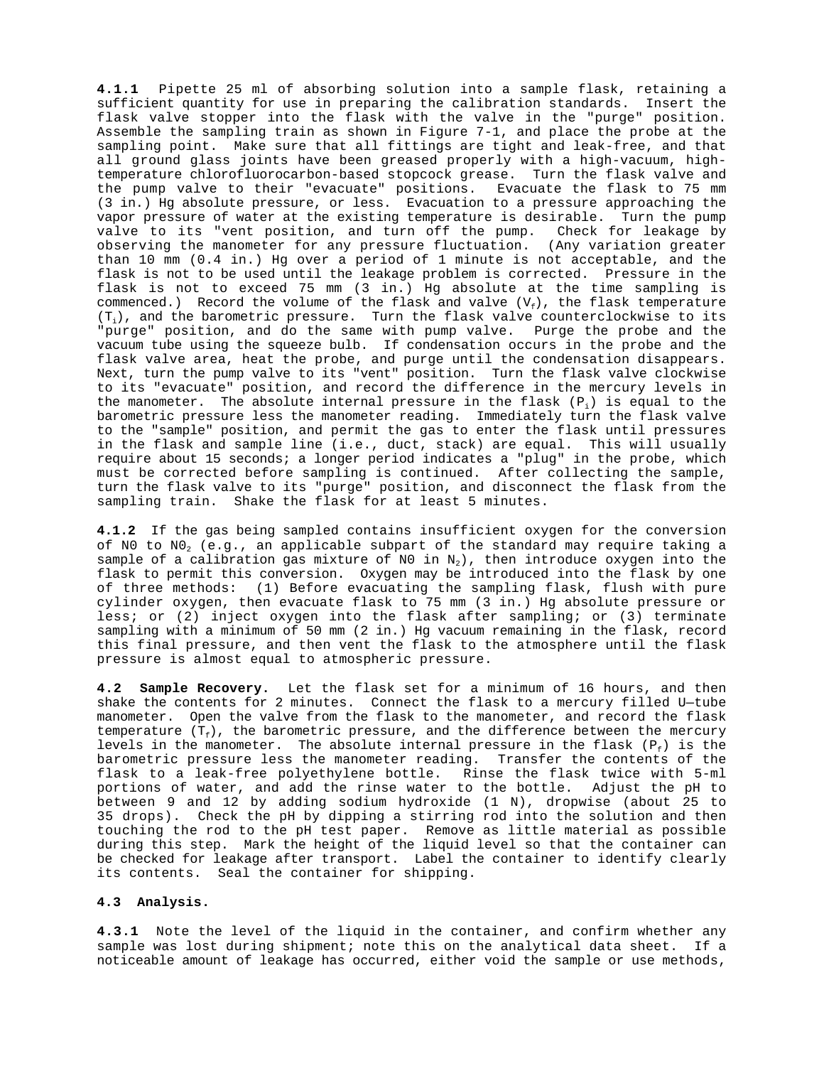**4.1.1** Pipette 25 ml of absorbing solution into a sample flask, retaining a sufficient quantity for use in preparing the calibration standards. Insert the flask valve stopper into the flask with the valve in the "purge" position. Assemble the sampling train as shown in Figure 7-1, and place the probe at the sampling point. Make sure that all fittings are tight and leak-free, and that all ground glass joints have been greased properly with a high-vacuum, high-temperature chlorofluorocarbon-based stopcock grease. Turn the flask valve and the pump valve to their "evacuate" positions. Evacuate the flask to 75 mm (3 in.) Hg absolute pressure, or less. Evacuation to a pressure approaching the vapor pressure of water at the existing temperature is desirable. Turn the pump valve to its "vent position, and turn off the pump. Check for leakage by observing the manometer for any pressure fluctuation. (Any variation greater than 10 mm (0.4 in.) Hg over a period of 1 minute is not acceptable, and the flask is not to be used until the leakage problem is corrected. Pressure in the flask is not to exceed 75 mm (3 in.) Hg absolute at the time sampling is commenced.) Record the volume of the flask and valve ($V_f$), the flask temperature ($T_i$), and the barometric pressure. Turn the flask valve counterclockwise to its "purge" position, and do the same with pump valve. Purge the probe and the vacuum tube using the squeeze bulb. If condensation occurs in the probe and the flask valve area, heat the probe, and purge until the condensation disappears. Next, turn the pump valve to its "vent" position. Turn the flask valve clockwise to its "evacuate" position, and record the difference in the mercury levels in the manometer. The absolute internal pressure in the flask ($P_i$) is equal to the barometric pressure less the manometer reading. Immediately turn the flask valve to the "sample" position, and permit the gas to enter the flask until pressures in the flask and sample line (i.e., duct, stack) are equal. This will usually require about 15 seconds; a longer period indicates a "plug" in the probe, which must be corrected before sampling is continued. After collecting the sample, turn the flask valve to its "purge" position, and disconnect the flask from the sampling train. Shake the flask for at least 5 minutes.

**4.1.2** If the gas being sampled contains insufficient oxygen for the conversion of $NO$ to $NO_2$ (e.g., an applicable subpart of the standard may require taking a sample of a calibration gas mixture of $NO$ in $N_2$), then introduce oxygen into the flask to permit this conversion. Oxygen may be introduced into the flask by one of three methods: (1) Before evacuating the sampling flask, flush with pure cylinder oxygen, then evacuate flask to 75 mm (3 in.) Hg absolute pressure or less; or (2) inject oxygen into the flask after sampling; or (3) terminate sampling with a minimum of 50 mm (2 in.) Hg vacuum remaining in the flask, record this final pressure, and then vent the flask to the atmosphere until the flask pressure is almost equal to atmospheric pressure.

**4.2 Sample Recovery.** Let the flask set for a minimum of 16 hours, and then shake the contents for 2 minutes. Connect the flask to a mercury filled U—tube manometer. Open the valve from the flask to the manometer, and record the flask temperature ($T_f$), the barometric pressure, and the difference between the mercury levels in the manometer. The absolute internal pressure in the flask ($P_f$) is the barometric pressure less the manometer reading. Transfer the contents of the flask to a leak-free polyethylene bottle. Rinse the flask twice with 5-ml portions of water, and add the rinse water to the bottle. Adjust the pH to between 9 and 12 by adding sodium hydroxide (1 N), dropwise (about 25 to 35 drops). Check the pH by dipping a stirring rod into the solution and then touching the rod to the pH test paper. Remove as little material as possible during this step. Mark the height of the liquid level so that the container can be checked for leakage after transport. Label the container to identify clearly its contents. Seal the container for shipping.

**4.3 Analysis.**

**4.3.1** Note the level of the liquid in the container, and confirm whether any sample was lost during shipment; note this on the analytical data sheet. If a noticeable amount of leakage has occurred, either void the sample or use methods,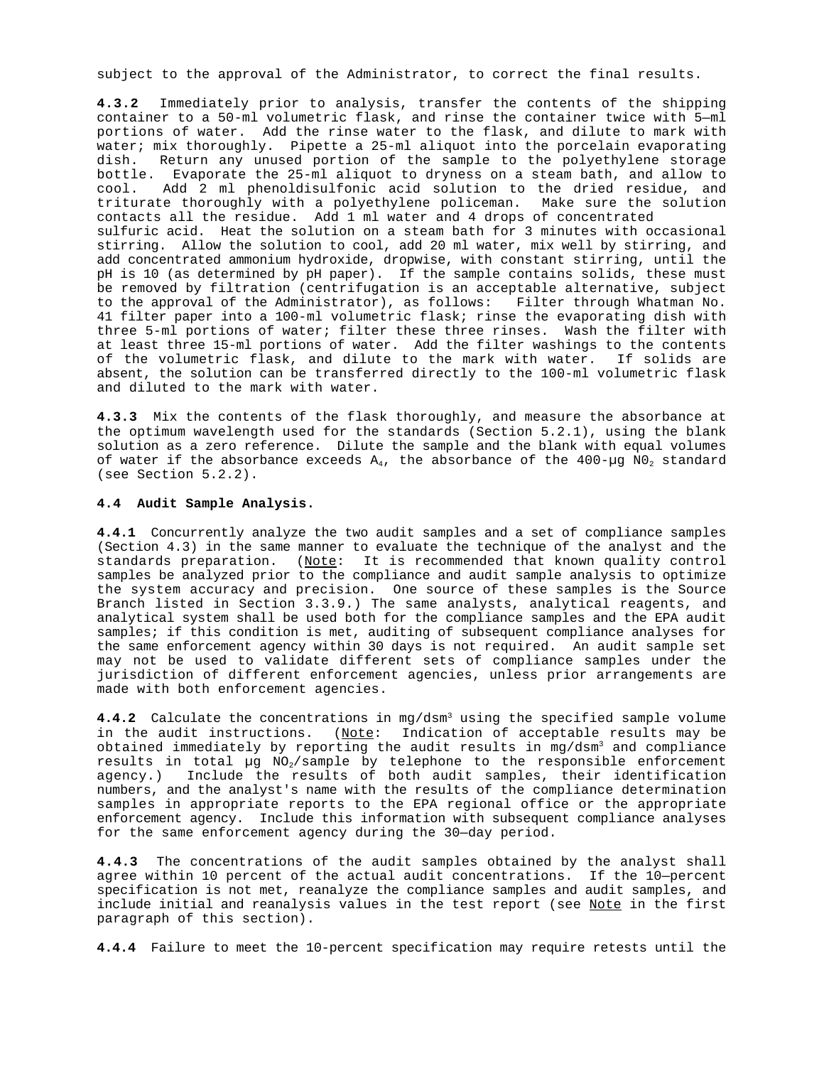subject to the approval of the Administrator, to correct the final results.

**4.3.2** Immediately prior to analysis, transfer the contents of the shipping container to a 50-ml volumetric flask, and rinse the container twice with 5–ml portions of water. Add the rinse water to the flask, and dilute to mark with water; mix thoroughly. Pipette a 25-ml aliquot into the porcelain evaporating dish. Return any unused portion of the sample to the polyethylene storage bottle. Evaporate the 25-ml aliquot to dryness on a steam bath, and allow to cool. Add 2 ml phenoldisulfonic acid solution to the dried residue, and triturate thoroughly with a polyethylene policeman. Make sure the solution contacts all the residue. Add 1 ml water and 4 drops of concentrated sulfuric acid. Heat the solution on a steam bath for 3 minutes with occasional stirring. Allow the solution to cool, add 20 ml water, mix well by stirring, and add concentrated ammonium hydroxide, dropwise, with constant stirring, until the pH is 10 (as determined by pH paper). If the sample contains solids, these must be removed by filtration (centrifugation is an acceptable alternative, subject to the approval of the Administrator), as follows: Filter through Whatman No. 41 filter paper into a 100-ml volumetric flask; rinse the evaporating dish with three 5-ml portions of water; filter these three rinses. Wash the filter with at least three 15-ml portions of water. Add the filter washings to the contents of the volumetric flask, and dilute to the mark with water. If solids are absent, the solution can be transferred directly to the 100-ml volumetric flask and diluted to the mark with water.

**4.3.3** Mix the contents of the flask thoroughly, and measure the absorbance at the optimum wavelength used for the standards (Section 5.2.1), using the blank solution as a zero reference. Dilute the sample and the blank with equal volumes of water if the absorbance exceeds $A_4$, the absorbance of the 400-μg $NO_2$ standard (see Section 5.2.2).

**4.4 Audit Sample Analysis.**

**4.4.1** Concurrently analyze the two audit samples and a set of compliance samples (Section 4.3) in the same manner to evaluate the technique of the analyst and the standards preparation. (Note: It is recommended that known quality control samples be analyzed prior to the compliance and audit sample analysis to optimize the system accuracy and precision. One source of these samples is the Source Branch listed in Section 3.3.9.) The same analysts, analytical reagents, and analytical system shall be used both for the compliance samples and the EPA audit samples; if this condition is met, auditing of subsequent compliance analyses for the same enforcement agency within 30 days is not required. An audit sample set may not be used to validate different sets of compliance samples under the jurisdiction of different enforcement agencies, unless prior arrangements are made with both enforcement agencies.

**4.4.2** Calculate the concentrations in $mg/dsm^3$ using the specified sample volume in the audit instructions. (Note: Indication of acceptable results may be obtained immediately by reporting the audit results in $mg/dsm^3$ and compliance results in total μg $NO_2$/sample by telephone to the responsible enforcement agency.) Include the results of both audit samples, their identification numbers, and the analyst's name with the results of the compliance determination samples in appropriate reports to the EPA regional office or the appropriate enforcement agency. Include this information with subsequent compliance analyses for the same enforcement agency during the 30–day period.

**4.4.3** The concentrations of the audit samples obtained by the analyst shall agree within 10 percent of the actual audit concentrations. If the 10–percent specification is not met, reanalyze the compliance samples and audit samples, and include initial and reanalysis values in the test report (see Note in the first paragraph of this section).

**4.4.4** Failure to meet the 10-percent specification may require retests until the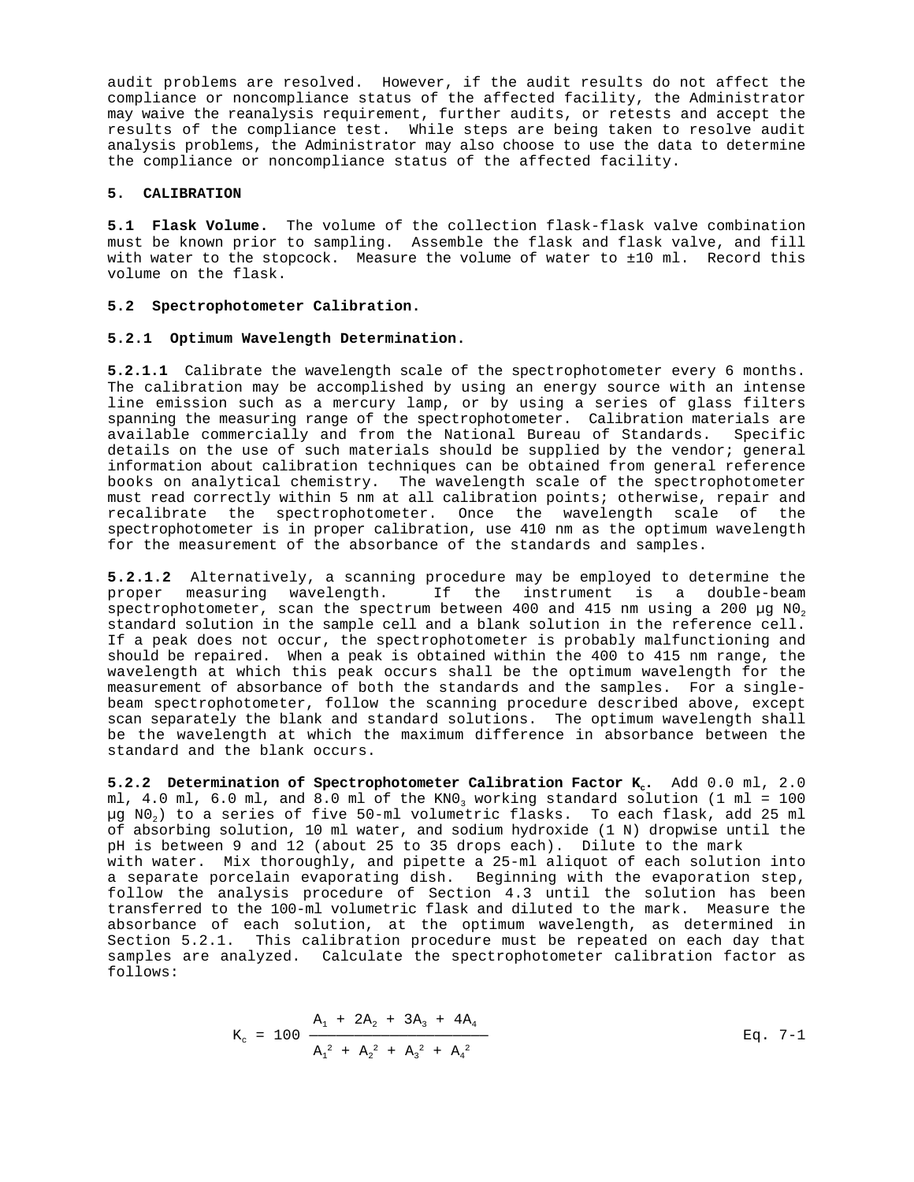audit problems are resolved. However, if the audit results do not affect the compliance or noncompliance status of the affected facility, the Administrator may waive the reanalysis requirement, further audits, or retests and accept the results of the compliance test. While steps are being taken to resolve audit analysis problems, the Administrator may also choose to use the data to determine the compliance or noncompliance status of the affected facility.

## 5. CALIBRATION

**5.1 Flask Volume.** The volume of the collection flask-flask valve combination must be known prior to sampling. Assemble the flask and flask valve, and fill with water to the stopcock. Measure the volume of water to ±10 ml. Record this volume on the flask.

### 5.2 Spectrophotometer Calibration.

#### 5.2.1 Optimum Wavelength Determination.

**5.2.1.1** Calibrate the wavelength scale of the spectrophotometer every 6 months. The calibration may be accomplished by using an energy source with an intense line emission such as a mercury lamp, or by using a series of glass filters spanning the measuring range of the spectrophotometer. Calibration materials are available commercially and from the National Bureau of Standards. Specific details on the use of such materials should be supplied by the vendor; general information about calibration techniques can be obtained from general reference books on analytical chemistry. The wavelength scale of the spectrophotometer must read correctly within 5 nm at all calibration points; otherwise, repair and recalibrate the spectrophotometer. Once the wavelength scale of the spectrophotometer is in proper calibration, use 410 nm as the optimum wavelength for the measurement of the absorbance of the standards and samples.

**5.2.1.2** Alternatively, a scanning procedure may be employed to determine the proper measuring wavelength. If the instrument is a double-beam spectrophotometer, scan the spectrum between 400 and 415 nm using a 200 µg $NO_2$ standard solution in the sample cell and a blank solution in the reference cell. If a peak does not occur, the spectrophotometer is probably malfunctioning and should be repaired. When a peak is obtained within the 400 to 415 nm range, the wavelength at which this peak occurs shall be the optimum wavelength for the measurement of absorbance of both the standards and the samples. For a single-beam spectrophotometer, follow the scanning procedure described above, except scan separately the blank and standard solutions. The optimum wavelength shall be the wavelength at which the maximum difference in absorbance between the standard and the blank occurs.

**5.2.2 Determination of Spectrophotometer Calibration Factor $K_c$.** Add 0.0 ml, 2.0 ml, 4.0 ml, 6.0 ml, and 8.0 ml of the $KNO_3$ working standard solution (1 ml = 100 µg $NO_2$) to a series of five 50-ml volumetric flasks. To each flask, add 25 ml of absorbing solution, 10 ml water, and sodium hydroxide (1 N) dropwise until the pH is between 9 and 12 (about 25 to 35 drops each). Dilute to the mark with water. Mix thoroughly, and pipette a 25-ml aliquot of each solution into a separate porcelain evaporating dish. Beginning with the evaporation step, follow the analysis procedure of Section 4.3 until the solution has been transferred to the 100-ml volumetric flask and diluted to the mark. Measure the absorbance of each solution, at the optimum wavelength, as determined in Section 5.2.1. This calibration procedure must be repeated on each day that samples are analyzed. Calculate the spectrophotometer calibration factor as follows:

$$K_c = 100 \frac{A_1 + 2A_2 + 3A_3 + 4A_4}{A_1^2 + A_2^2 + A_3^2 + A_4^2} \qquad \text{Eq. 7-1}$$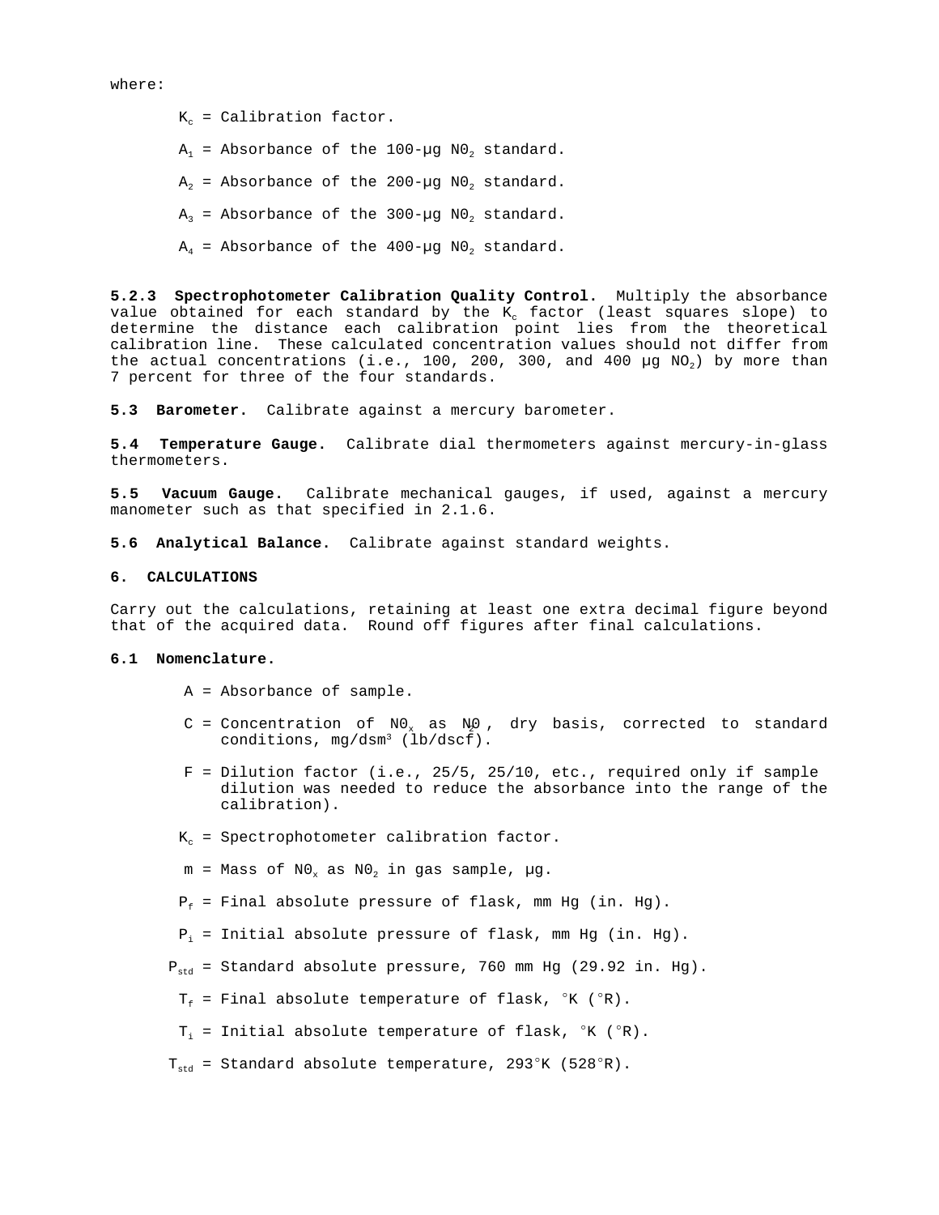where:

$K_c$ = Calibration factor.

$A_1$ = Absorbance of the 100-μg $NO_2$ standard.

$A_2$ = Absorbance of the 200-μg $NO_2$ standard.

$A_3$ = Absorbance of the 300-μg $NO_2$ standard.

$A_4$ = Absorbance of the 400-μg $NO_2$ standard.

**5.2.3 Spectrophotometer Calibration Quality Control.** Multiply the absorbance value obtained for each standard by the $K_c$ factor (least squares slope) to determine the distance each calibration point lies from the theoretical calibration line. These calculated concentration values should not differ from the actual concentrations (i.e., 100, 200, 300, and 400 μg $NO_2$) by more than 7 percent for three of the four standards.

**5.3 Barometer.** Calibrate against a mercury barometer.

**5.4 Temperature Gauge.** Calibrate dial thermometers against mercury-in-glass thermometers.

**5.5 Vacuum Gauge.** Calibrate mechanical gauges, if used, against a mercury manometer such as that specified in 2.1.6.

**5.6 Analytical Balance.** Calibrate against standard weights.

## 6. CALCULATIONS

Carry out the calculations, retaining at least one extra decimal figure beyond that of the acquired data. Round off figures after final calculations.

**6.1 Nomenclature.**

$A$ = Absorbance of sample.

$C$ = Concentration of $NO_x$ as $NO_2$, dry basis, corrected to standard conditions, mg/dsm$^3$ (lb/dscf).

$F$ = Dilution factor (i.e., 25/5, 25/10, etc., required only if sample dilution was needed to reduce the absorbance into the range of the calibration).

$K_c$ = Spectrophotometer calibration factor.

$m$ = Mass of $NO_x$ as $NO_2$ in gas sample, μg.

$P_f$ = Final absolute pressure of flask, mm Hg (in. Hg).

$P_i$ = Initial absolute pressure of flask, mm Hg (in. Hg).

$P_{std}$ = Standard absolute pressure, 760 mm Hg (29.92 in. Hg).

$T_f$ = Final absolute temperature of flask, °K (°R).

$T_i$ = Initial absolute temperature of flask, °K (°R).

$T_{std}$ = Standard absolute temperature, 293°K (528°R).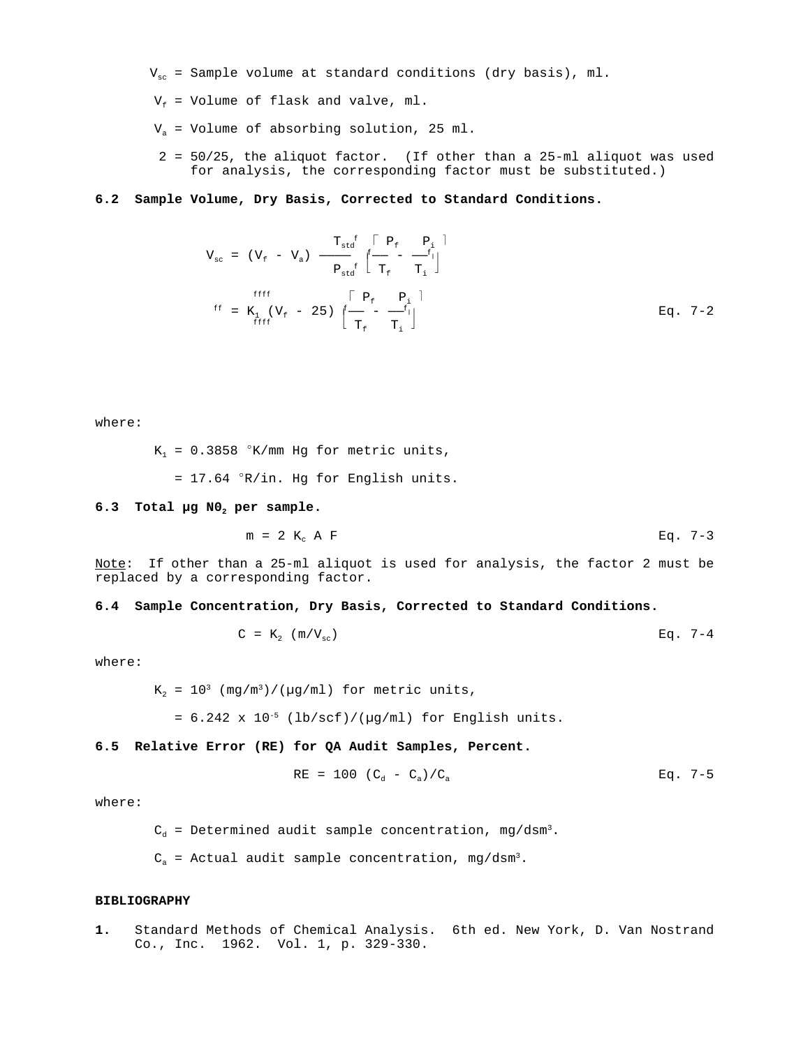$V_{sc}$ = Sample volume at standard conditions (dry basis), ml.

$V_f$ = Volume of flask and valve, ml.

$V_a$ = Volume of absorbing solution, 25 ml.

2 = 50/25, the aliquot factor. (If other than a 25-ml aliquot was used for analysis, the corresponding factor must be substituted.)

**6.2 Sample Volume, Dry Basis, Corrected to Standard Conditions.**

$$V_{sc} = (V_f - V_a) \frac{T_{std}}{P_{std}} \left[ \frac{P_f}{T_f} - \frac{P_i}{T_i} \right]$$

$$= K_1 (V_f - 25) \left[ \frac{P_f}{T_f} - \frac{P_i}{T_i} \right] \qquad \text{Eq. 7-2}$$

where:

$K_1$ = 0.3858 °K/mm Hg for metric units,

= 17.64 °R/in. Hg for English units.

**6.3 Total μg $NO_2$ per sample.**

$$m = 2\ K_c\ A\ F \qquad \text{Eq. 7-3}$$

<u>Note</u>: If other than a 25-ml aliquot is used for analysis, the factor 2 must be replaced by a corresponding factor.

**6.4 Sample Concentration, Dry Basis, Corrected to Standard Conditions.**

$$C = K_2\ (m/V_{sc}) \qquad \text{Eq. 7-4}$$

where:

$K_2$ = $10^3$ (mg/m$^3$)/(μg/ml) for metric units,

= $6.242 \times 10^{-5}$ (lb/scf)/(μg/ml) for English units.

**6.5 Relative Error (RE) for QA Audit Samples, Percent.**

$$RE = 100\ (C_d - C_a)/C_a \qquad \text{Eq. 7-5}$$

where:

$C_d$ = Determined audit sample concentration, mg/dsm$^3$.

$C_a$ = Actual audit sample concentration, mg/dsm$^3$.

**BIBLIOGRAPHY**

1. Standard Methods of Chemical Analysis. 6th ed. New York, D. Van Nostrand Co., Inc. 1962. Vol. 1, p. 329-330.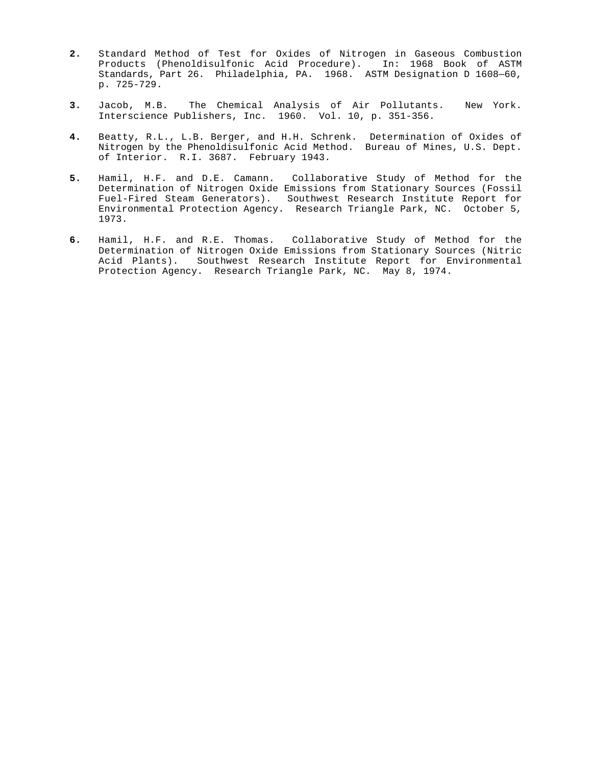2. Standard Method of Test for Oxides of Nitrogen in Gaseous Combustion Products (Phenoldisulfonic Acid Procedure). In: 1968 Book of ASTM Standards, Part 26. Philadelphia, PA. 1968. ASTM Designation D 1608—60, p. 725-729.

3. Jacob, M.B. The Chemical Analysis of Air Pollutants. New York. Interscience Publishers, Inc. 1960. Vol. 10, p. 351-356.

4. Beatty, R.L., L.B. Berger, and H.H. Schrenk. Determination of Oxides of Nitrogen by the Phenoldisulfonic Acid Method. Bureau of Mines, U.S. Dept. of Interior. R.I. 3687. February 1943.

5. Hamil, H.F. and D.E. Camann. Collaborative Study of Method for the Determination of Nitrogen Oxide Emissions from Stationary Sources (Fossil Fuel-Fired Steam Generators). Southwest Research Institute Report for Environmental Protection Agency. Research Triangle Park, NC. October 5, 1973.

6. Hamil, H.F. and R.E. Thomas. Collaborative Study of Method for the Determination of Nitrogen Oxide Emissions from Stationary Sources (Nitric Acid Plants). Southwest Research Institute Report for Environmental Protection Agency. Research Triangle Park, NC. May 8, 1974.